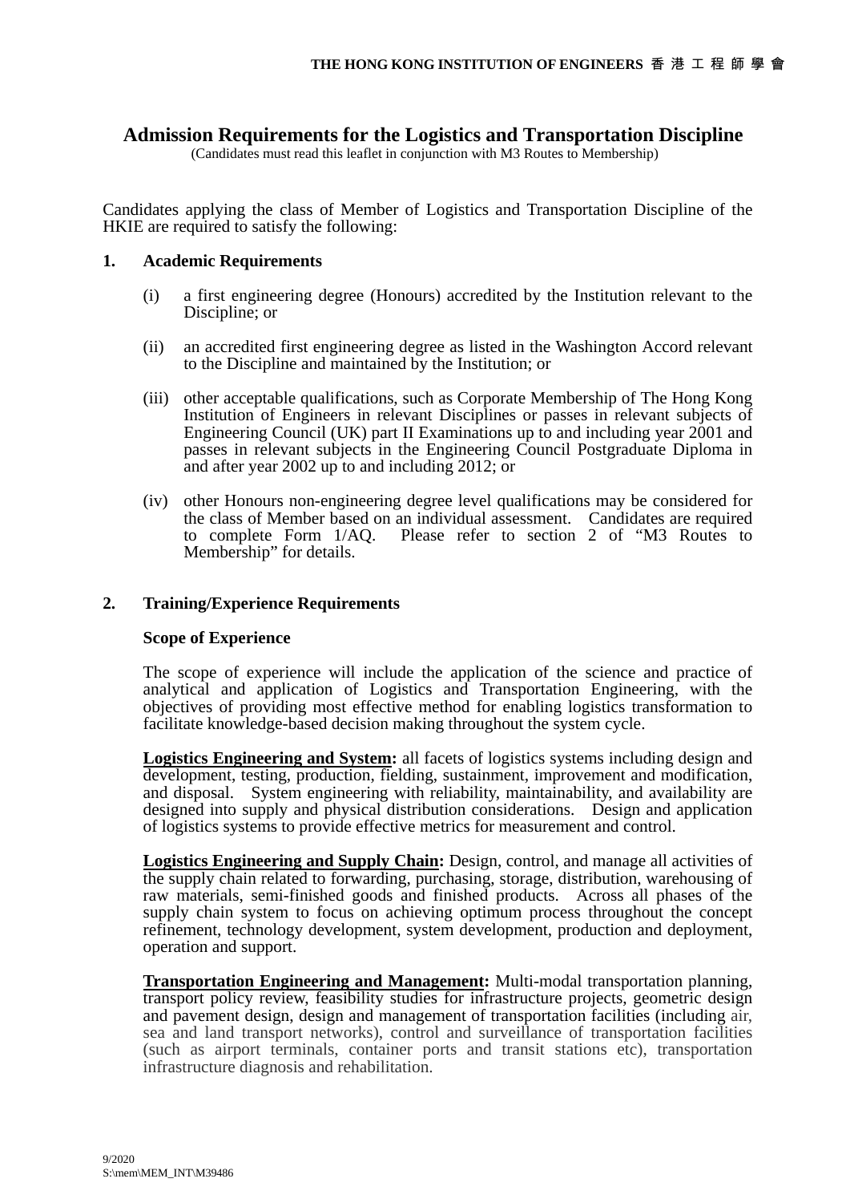**THE HONG KONG INSTITUTION OF ENGINEERS 香港工程師學會**

# Admission Requirements for the Logistics and Transportation Discipline

(Candidates must read this leaflet in conjunction with M3 Routes to Membership)

Candidates applying the class of Member of Logistics and Transportation Discipline of the HKIE are required to satisfy the following:

## 1. Academic Requirements

(i) a first engineering degree (Honours) accredited by the Institution relevant to the Discipline; or

(ii) an accredited first engineering degree as listed in the Washington Accord relevant to the Discipline and maintained by the Institution; or

(iii) other acceptable qualifications, such as Corporate Membership of The Hong Kong Institution of Engineers in relevant Disciplines or passes in relevant subjects of Engineering Council (UK) part II Examinations up to and including year 2001 and passes in relevant subjects in the Engineering Council Postgraduate Diploma in and after year 2002 up to and including 2012; or

(iv) other Honours non-engineering degree level qualifications may be considered for the class of Member based on an individual assessment. Candidates are required to complete Form 1/AQ. Please refer to section 2 of "M3 Routes to Membership" for details.

## 2. Training/Experience Requirements

### Scope of Experience

The scope of experience will include the application of the science and practice of analytical and application of Logistics and Transportation Engineering, with the objectives of providing most effective method for enabling logistics transformation to facilitate knowledge-based decision making throughout the system cycle.

**Logistics Engineering and System:** all facets of logistics systems including design and development, testing, production, fielding, sustainment, improvement and modification, and disposal. System engineering with reliability, maintainability, and availability are designed into supply and physical distribution considerations. Design and application of logistics systems to provide effective metrics for measurement and control.

**Logistics Engineering and Supply Chain:** Design, control, and manage all activities of the supply chain related to forwarding, purchasing, storage, distribution, warehousing of raw materials, semi-finished goods and finished products. Across all phases of the supply chain system to focus on achieving optimum process throughout the concept refinement, technology development, system development, production and deployment, operation and support.

**Transportation Engineering and Management:** Multi-modal transportation planning, transport policy review, feasibility studies for infrastructure projects, geometric design and pavement design, design and management of transportation facilities (including air, sea and land transport networks), control and surveillance of transportation facilities (such as airport terminals, container ports and transit stations etc), transportation infrastructure diagnosis and rehabilitation.

9/2020
S:\mem\MEM_INT\M39486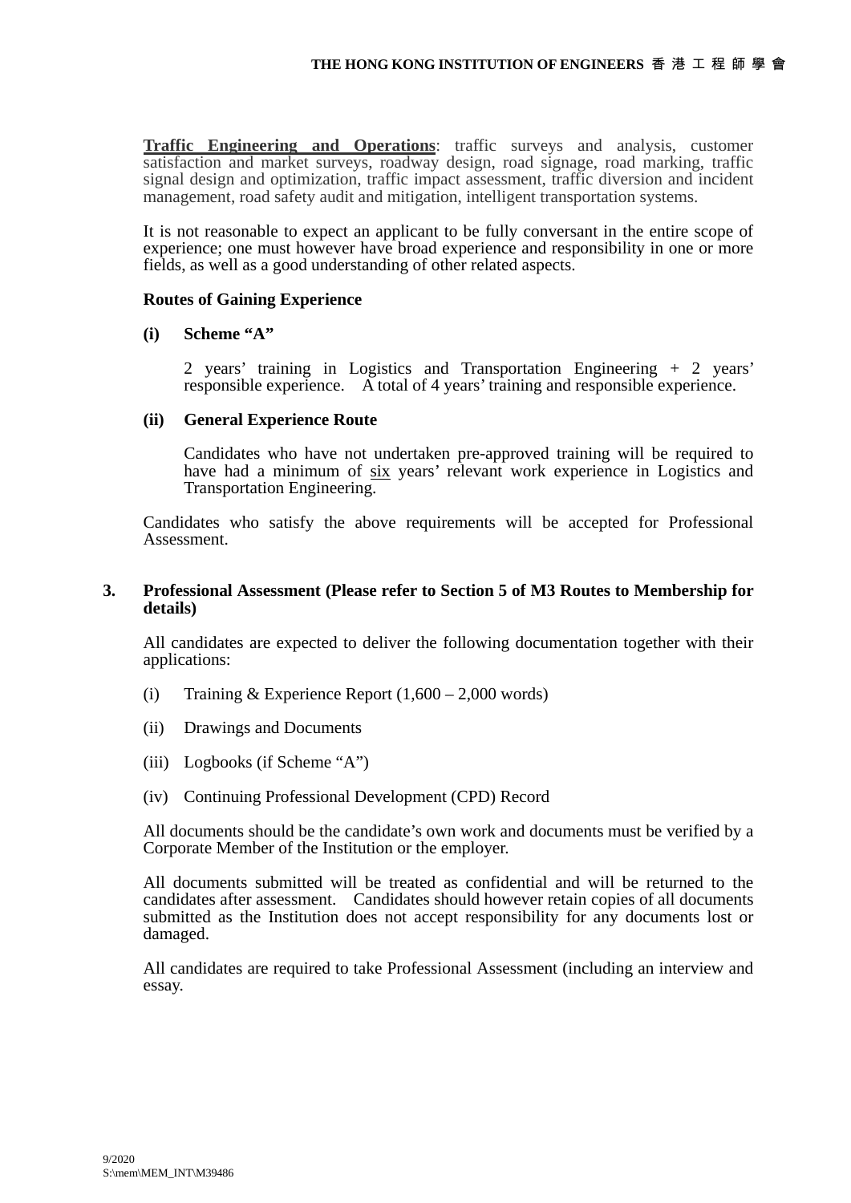**Traffic Engineering and Operations**: traffic surveys and analysis, customer satisfaction and market surveys, roadway design, road signage, road marking, traffic signal design and optimization, traffic impact assessment, traffic diversion and incident management, road safety audit and mitigation, intelligent transportation systems.

It is not reasonable to expect an applicant to be fully conversant in the entire scope of experience; one must however have broad experience and responsibility in one or more fields, as well as a good understanding of other related aspects.

**Routes of Gaining Experience**

**(i) Scheme "A"**

2 years' training in Logistics and Transportation Engineering + 2 years' responsible experience. A total of 4 years' training and responsible experience.

**(ii) General Experience Route**

Candidates who have not undertaken pre-approved training will be required to have had a minimum of <u>six</u> years' relevant work experience in Logistics and Transportation Engineering.

Candidates who satisfy the above requirements will be accepted for Professional Assessment.

## 3. Professional Assessment (Please refer to Section 5 of M3 Routes to Membership for details)

All candidates are expected to deliver the following documentation together with their applications:

(i) Training & Experience Report (1,600 – 2,000 words)

(ii) Drawings and Documents

(iii) Logbooks (if Scheme "A")

(iv) Continuing Professional Development (CPD) Record

All documents should be the candidate's own work and documents must be verified by a Corporate Member of the Institution or the employer.

All documents submitted will be treated as confidential and will be returned to the candidates after assessment. Candidates should however retain copies of all documents submitted as the Institution does not accept responsibility for any documents lost or damaged.

All candidates are required to take Professional Assessment (including an interview and essay.

9/2020
S:\mem\MEM_INT\M39486